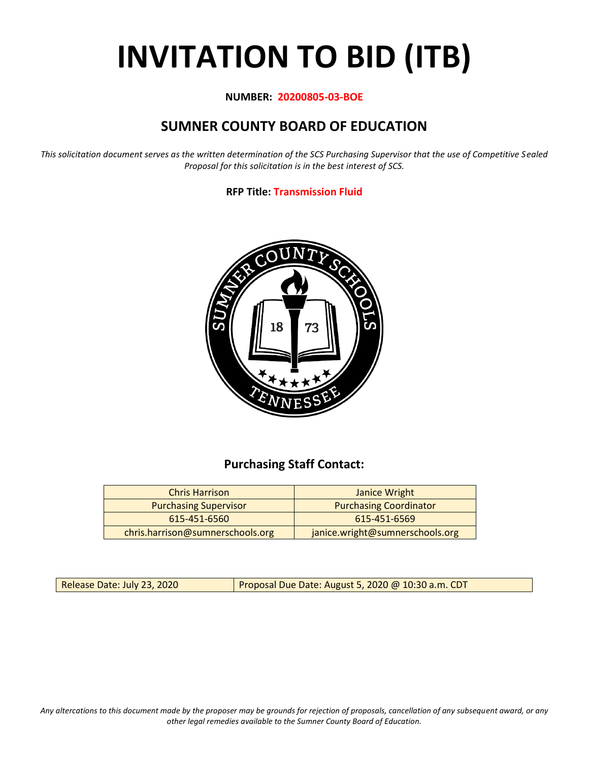# INVITATION TO BID (ITB)

**NUMBER: 20200805-03-BOE**

## SUMNER COUNTY BOARD OF EDUCATION

*This solicitation document serves as the written determination of the SCS Purchasing Supervisor that the use of Competitive Sealed Proposal for this solicitation is in the best interest of SCS.*

**RFP Title: Transmission Fluid**

### Purchasing Staff Contact:

| Chris Harrison | Janice Wright |
|---|---|
| Purchasing Supervisor | Purchasing Coordinator |
| 615-451-6560 | 615-451-6569 |
| chris.harrison@sumnerschools.org | janice.wright@sumnerschools.org |

| Release Date: July 23, 2020 | Proposal Due Date: August 5, 2020 @ 10:30 a.m. CDT |
|---|---|

*Any altercations to this document made by the proposer may be grounds for rejection of proposals, cancellation of any subsequent award, or any other legal remedies available to the Sumner County Board of Education.*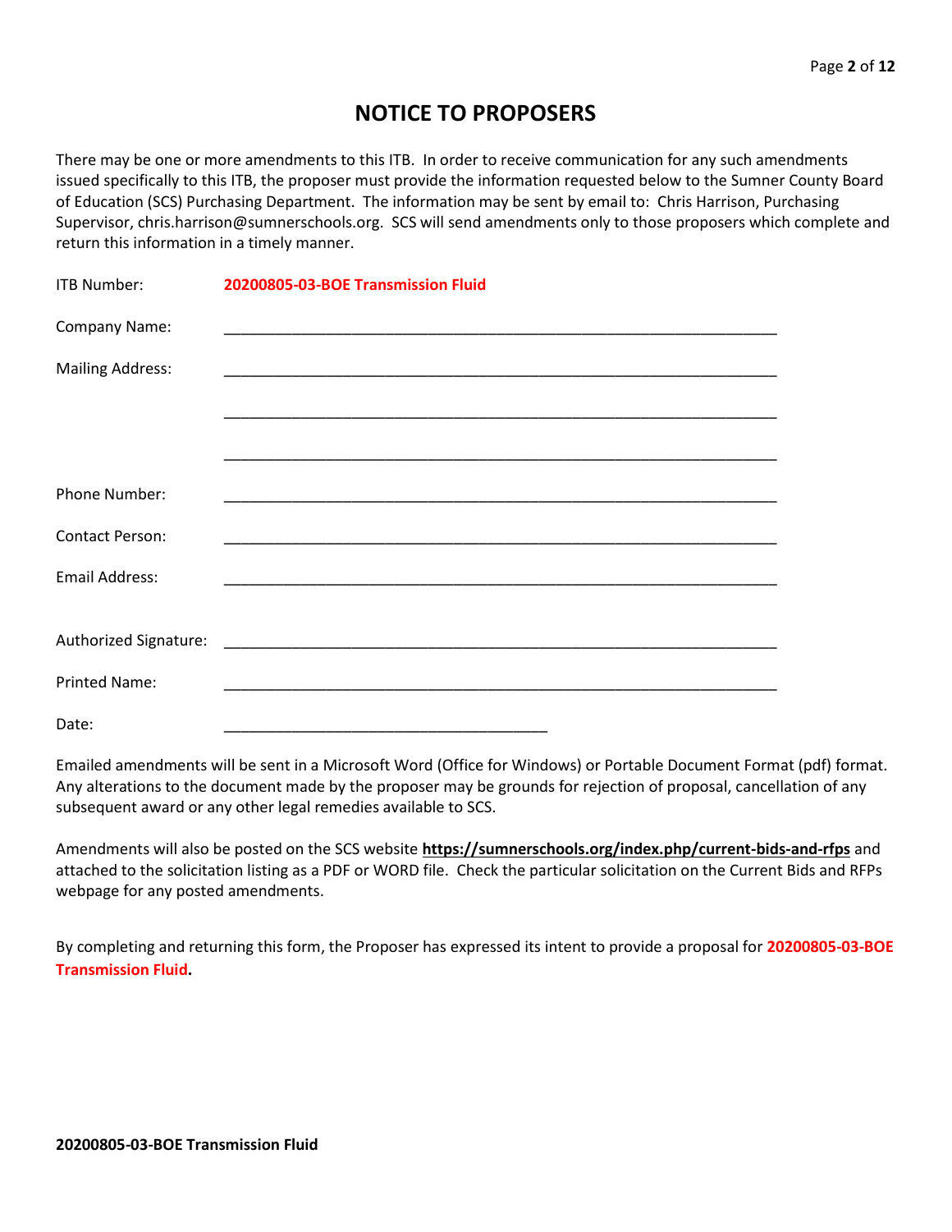# NOTICE TO PROPOSERS

There may be one or more amendments to this ITB. In order to receive communication for any such amendments issued specifically to this ITB, the proposer must provide the information requested below to the Sumner County Board of Education (SCS) Purchasing Department. The information may be sent by email to: Chris Harrison, Purchasing Supervisor, chris.harrison@sumnerschools.org. SCS will send amendments only to those proposers which complete and return this information in a timely manner.

ITB Number: **20200805-03-BOE Transmission Fluid**

Company Name: ____________________________________________________________

Mailing Address: ____________________________________________________________

____________________________________________________________

____________________________________________________________

Phone Number: ____________________________________________________________

Contact Person: ____________________________________________________________

Email Address: ____________________________________________________________

Authorized Signature: ____________________________________________________________

Printed Name: ____________________________________________________________

Date: ____________________________________

Emailed amendments will be sent in a Microsoft Word (Office for Windows) or Portable Document Format (pdf) format. Any alterations to the document made by the proposer may be grounds for rejection of proposal, cancellation of any subsequent award or any other legal remedies available to SCS.

Amendments will also be posted on the SCS website **https://sumnerschools.org/index.php/current-bids-and-rfps** and attached to the solicitation listing as a PDF or WORD file. Check the particular solicitation on the Current Bids and RFPs webpage for any posted amendments.

By completing and returning this form, the Proposer has expressed its intent to provide a proposal for **20200805-03-BOE Transmission Fluid.**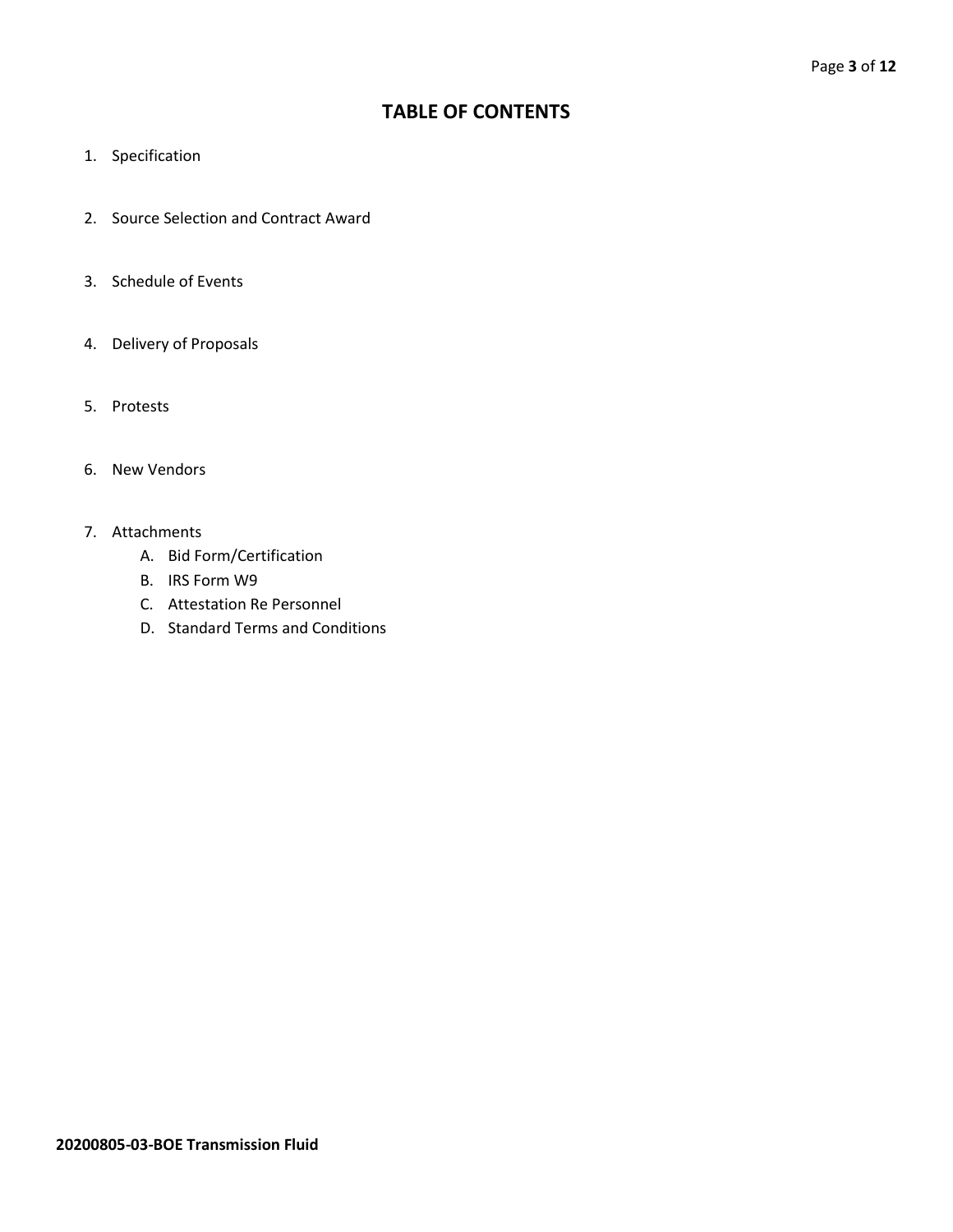# TABLE OF CONTENTS

1. Specification
2. Source Selection and Contract Award
3. Schedule of Events
4. Delivery of Proposals
5. Protests
6. New Vendors
7. Attachments
   A. Bid Form/Certification
   B. IRS Form W9
   C. Attestation Re Personnel
   D. Standard Terms and Conditions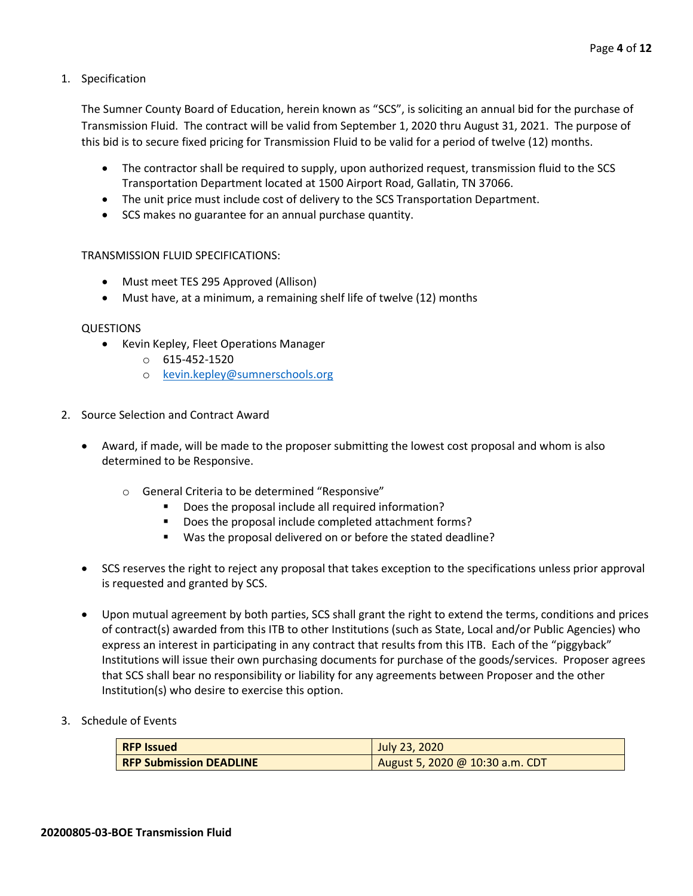1. Specification

   The Sumner County Board of Education, herein known as "SCS", is soliciting an annual bid for the purchase of Transmission Fluid. The contract will be valid from September 1, 2020 thru August 31, 2021. The purpose of this bid is to secure fixed pricing for Transmission Fluid to be valid for a period of twelve (12) months.

   - The contractor shall be required to supply, upon authorized request, transmission fluid to the SCS Transportation Department located at 1500 Airport Road, Gallatin, TN 37066.
   - The unit price must include cost of delivery to the SCS Transportation Department.
   - SCS makes no guarantee for an annual purchase quantity.

   TRANSMISSION FLUID SPECIFICATIONS:

   - Must meet TES 295 Approved (Allison)
   - Must have, at a minimum, a remaining shelf life of twelve (12) months

   QUESTIONS

   - Kevin Kepley, Fleet Operations Manager
     - 615-452-1520
     - kevin.kepley@sumnerschools.org

2. Source Selection and Contract Award

   - Award, if made, will be made to the proposer submitting the lowest cost proposal and whom is also determined to be Responsive.
     - General Criteria to be determined "Responsive"
       - Does the proposal include all required information?
       - Does the proposal include completed attachment forms?
       - Was the proposal delivered on or before the stated deadline?
   - SCS reserves the right to reject any proposal that takes exception to the specifications unless prior approval is requested and granted by SCS.
   - Upon mutual agreement by both parties, SCS shall grant the right to extend the terms, conditions and prices of contract(s) awarded from this ITB to other Institutions (such as State, Local and/or Public Agencies) who express an interest in participating in any contract that results from this ITB. Each of the "piggyback" Institutions will issue their own purchasing documents for purchase of the goods/services. Proposer agrees that SCS shall bear no responsibility or liability for any agreements between Proposer and the other Institution(s) who desire to exercise this option.

3. Schedule of Events

| **RFP Issued** | July 23, 2020 |
|---|---|
| **RFP Submission DEADLINE** | August 5, 2020 @ 10:30 a.m. CDT |

**20200805-03-BOE Transmission Fluid**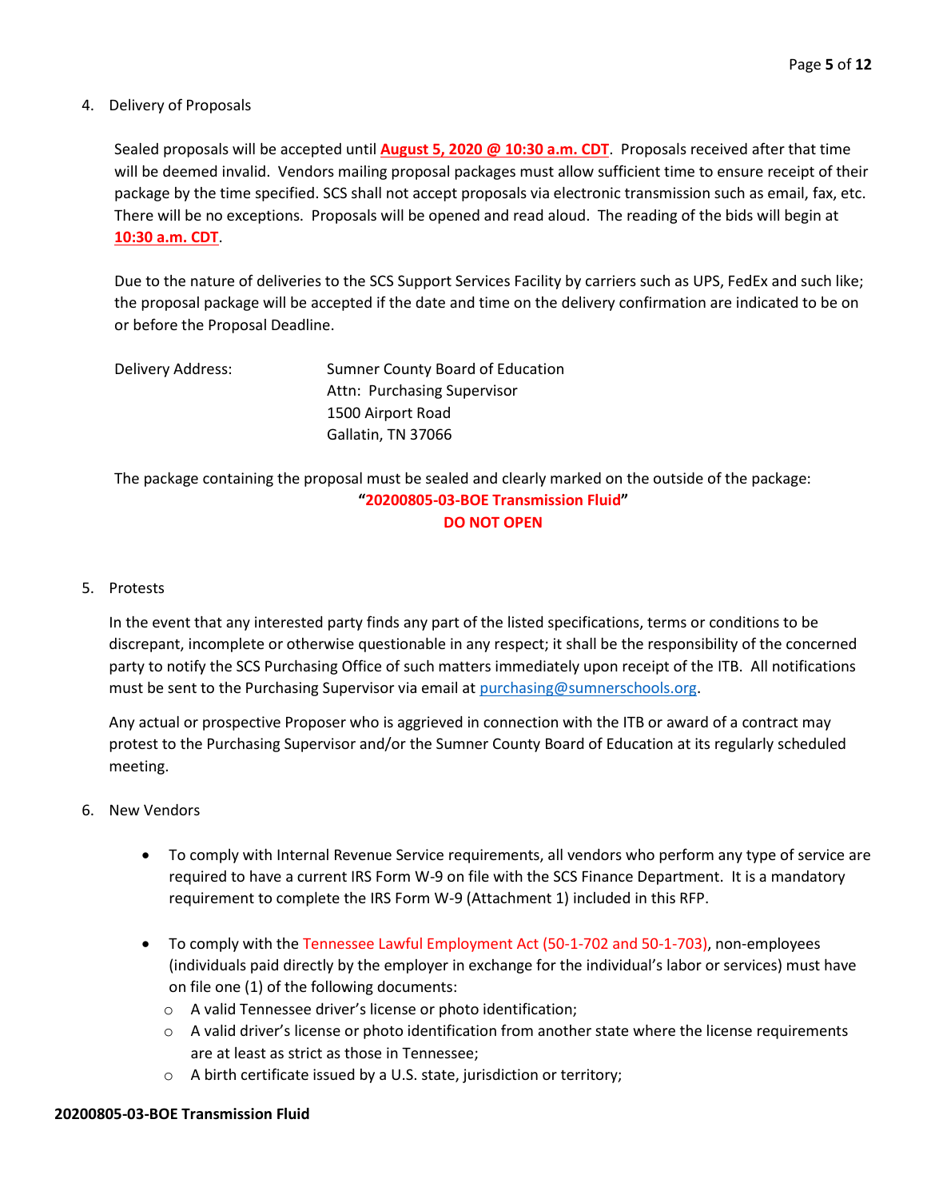4. Delivery of Proposals

   Sealed proposals will be accepted until **August 5, 2020 @ 10:30 a.m. CDT**. Proposals received after that time will be deemed invalid. Vendors mailing proposal packages must allow sufficient time to ensure receipt of their package by the time specified. SCS shall not accept proposals via electronic transmission such as email, fax, etc. There will be no exceptions. Proposals will be opened and read aloud. The reading of the bids will begin at **10:30 a.m. CDT**.

   Due to the nature of deliveries to the SCS Support Services Facility by carriers such as UPS, FedEx and such like; the proposal package will be accepted if the date and time on the delivery confirmation are indicated to be on or before the Proposal Deadline.

   Delivery Address:
   Sumner County Board of Education
   Attn: Purchasing Supervisor
   1500 Airport Road
   Gallatin, TN 37066

   The package containing the proposal must be sealed and clearly marked on the outside of the package:

   **"20200805-03-BOE Transmission Fluid"**
   **DO NOT OPEN**

5. Protests

   In the event that any interested party finds any part of the listed specifications, terms or conditions to be discrepant, incomplete or otherwise questionable in any respect; it shall be the responsibility of the concerned party to notify the SCS Purchasing Office of such matters immediately upon receipt of the ITB. All notifications must be sent to the Purchasing Supervisor via email at purchasing@sumnerschools.org.

   Any actual or prospective Proposer who is aggrieved in connection with the ITB or award of a contract may protest to the Purchasing Supervisor and/or the Sumner County Board of Education at its regularly scheduled meeting.

6. New Vendors

   - To comply with Internal Revenue Service requirements, all vendors who perform any type of service are required to have a current IRS Form W-9 on file with the SCS Finance Department. It is a mandatory requirement to complete the IRS Form W-9 (Attachment 1) included in this RFP.

   - To comply with the Tennessee Lawful Employment Act (50-1-702 and 50-1-703), non-employees (individuals paid directly by the employer in exchange for the individual's labor or services) must have on file one (1) of the following documents:
     - A valid Tennessee driver's license or photo identification;
     - A valid driver's license or photo identification from another state where the license requirements are at least as strict as those in Tennessee;
     - A birth certificate issued by a U.S. state, jurisdiction or territory;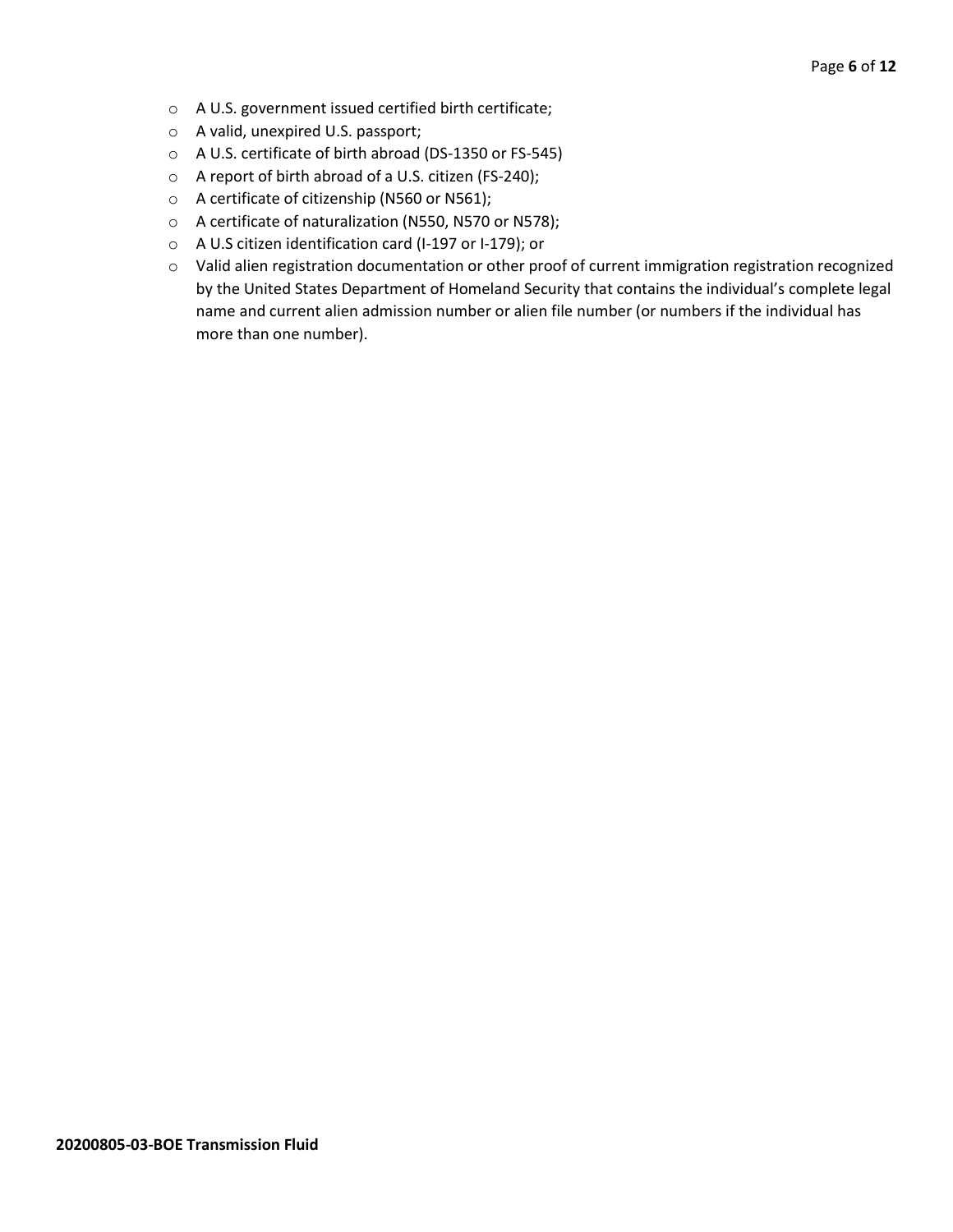- A U.S. government issued certified birth certificate;
- A valid, unexpired U.S. passport;
- A U.S. certificate of birth abroad (DS-1350 or FS-545)
- A report of birth abroad of a U.S. citizen (FS-240);
- A certificate of citizenship (N560 or N561);
- A certificate of naturalization (N550, N570 or N578);
- A U.S citizen identification card (I-197 or I-179); or
- Valid alien registration documentation or other proof of current immigration registration recognized by the United States Department of Homeland Security that contains the individual's complete legal name and current alien admission number or alien file number (or numbers if the individual has more than one number).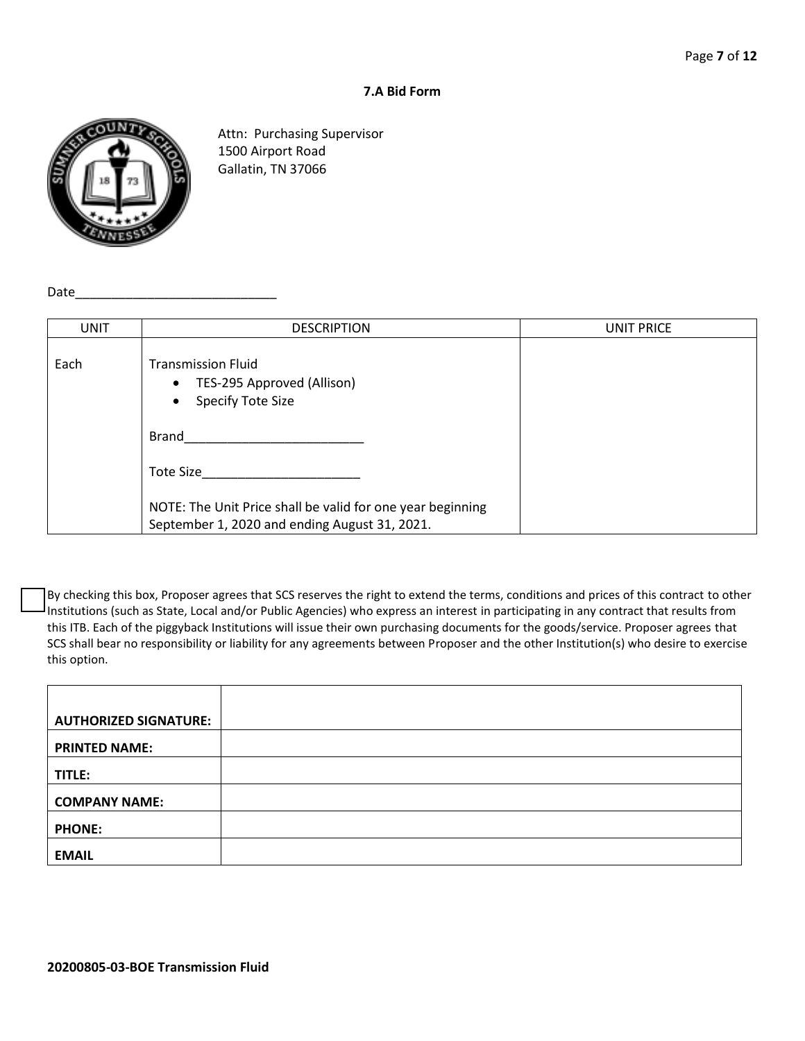## 7.A Bid Form

Attn: Purchasing Supervisor
1500 Airport Road
Gallatin, TN 37066

Date_____________________________

| UNIT | DESCRIPTION | UNIT PRICE |
|---|---|---|
| Each | Transmission Fluid<br>• TES-295 Approved (Allison)<br>• Specify Tote Size<br><br>Brand_________________________<br><br>Tote Size______________________<br><br>NOTE: The Unit Price shall be valid for one year beginning September 1, 2020 and ending August 31, 2021. | |

☐ By checking this box, Proposer agrees that SCS reserves the right to extend the terms, conditions and prices of this contract to other Institutions (such as State, Local and/or Public Agencies) who express an interest in participating in any contract that results from this ITB. Each of the piggyback Institutions will issue their own purchasing documents for the goods/service. Proposer agrees that SCS shall bear no responsibility or liability for any agreements between Proposer and the other Institution(s) who desire to exercise this option.

| | |
|---|---|
| **AUTHORIZED SIGNATURE:** | |
| **PRINTED NAME:** | |
| **TITLE:** | |
| **COMPANY NAME:** | |
| **PHONE:** | |
| **EMAIL** | |

**20200805-03-BOE Transmission Fluid**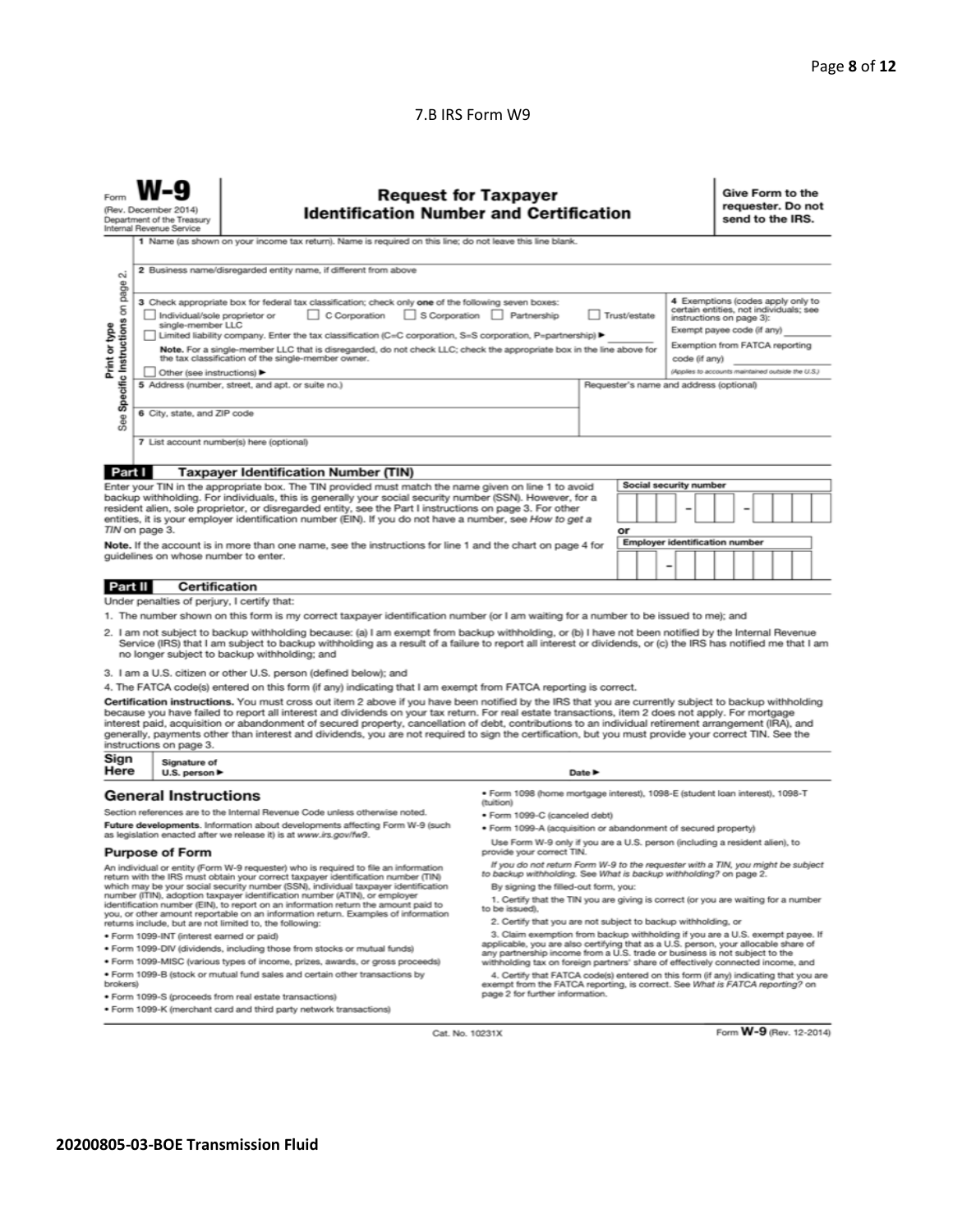7.B IRS Form W9

Form **W-9**
(Rev. December 2014)
Department of the Treasury
Internal Revenue Service

# Request for Taxpayer Identification Number and Certification

**Give Form to the requester. Do not send to the IRS.**

Print or type
See **Specific Instructions** on page 2.

1 Name (as shown on your income tax return). Name is required on this line; do not leave this line blank.

2 Business name/disregarded entity name, if different from above

3 Check appropriate box for federal tax classification; check only **one** of the following seven boxes:

☐ Individual/sole proprietor or single-member LLC ☐ C Corporation ☐ S Corporation ☐ Partnership ☐ Trust/estate

☐ Limited liability company. Enter the tax classification (C=C corporation, S=S corporation, P=partnership) ►

**Note.** For a single-member LLC that is disregarded, do not check LLC; check the appropriate box in the line above for the tax classification of the single-member owner.

☐ Other (see instructions) ►

4 Exemptions (codes apply only to certain entities, not individuals; see instructions on page 3):

Exempt payee code (if any)

Exemption from FATCA reporting code (if any)

*(Applies to accounts maintained outside the U.S.)*

5 Address (number, street, and apt. or suite no.)

Requester's name and address (optional)

6 City, state, and ZIP code

7 List account number(s) here (optional)

## Part I Taxpayer Identification Number (TIN)

Enter your TIN in the appropriate box. The TIN provided must match the name given on line 1 to avoid backup withholding. For individuals, this is generally your social security number (SSN). However, for a resident alien, sole proprietor, or disregarded entity, see the Part I instructions on page 3. For other entities, it is your employer identification number (EIN). If you do not have a number, see *How to get a TIN* on page 3.

**Note.** If the account is in more than one name, see the instructions for line 1 and the chart on page 4 for guidelines on whose number to enter.

Social security number

[ ][ ][ ] – [ ][ ] – [ ][ ][ ][ ]

or

Employer identification number

[ ][ ] – [ ][ ][ ][ ][ ][ ][ ]

## Part II Certification

Under penalties of perjury, I certify that:

1. The number shown on this form is my correct taxpayer identification number (or I am waiting for a number to be issued to me); and
2. I am not subject to backup withholding because: (a) I am exempt from backup withholding, or (b) I have not been notified by the Internal Revenue Service (IRS) that I am subject to backup withholding as a result of a failure to report all interest or dividends, or (c) the IRS has notified me that I am no longer subject to backup withholding; and
3. I am a U.S. citizen or other U.S. person (defined below); and
4. The FATCA code(s) entered on this form (if any) indicating that I am exempt from FATCA reporting is correct.

**Certification instructions.** You must cross out item 2 above if you have been notified by the IRS that you are currently subject to backup withholding because you have failed to report all interest and dividends on your tax return. For real estate transactions, item 2 does not apply. For mortgage interest paid, acquisition or abandonment of secured property, cancellation of debt, contributions to an individual retirement arrangement (IRA), and generally, payments other than interest and dividends, you are not required to sign the certification, but you must provide your correct TIN. See the instructions on page 3.

**Sign Here** Signature of U.S. person ► Date ►

## General Instructions

Section references are to the Internal Revenue Code unless otherwise noted.

**Future developments.** Information about developments affecting Form W-9 (such as legislation enacted after we release it) is at *www.irs.gov/fw9*.

### Purpose of Form

An individual or entity (Form W-9 requester) who is required to file an information return with the IRS must obtain your correct taxpayer identification number (TIN) which may be your social security number (SSN), individual taxpayer identification number (ITIN), adoption taxpayer identification number (ATIN), or employer identification number (EIN), to report on an information return the amount paid to you, or other amount reportable on an information return. Examples of information returns include, but are not limited to, the following:

- Form 1099-INT (interest earned or paid)
- Form 1099-DIV (dividends, including those from stocks or mutual funds)
- Form 1099-MISC (various types of income, prizes, awards, or gross proceeds)
- Form 1099-B (stock or mutual fund sales and certain other transactions by brokers)
- Form 1099-S (proceeds from real estate transactions)
- Form 1099-K (merchant card and third party network transactions)
- Form 1098 (home mortgage interest), 1098-E (student loan interest), 1098-T (tuition)
- Form 1099-C (canceled debt)
- Form 1099-A (acquisition or abandonment of secured property)

Use Form W-9 only if you are a U.S. person (including a resident alien), to provide your correct TIN.

*If you do not return Form W-9 to the requester with a TIN, you might be subject to backup withholding. See What is backup withholding? on page 2.*

By signing the filled-out form, you:

1. Certify that the TIN you are giving is correct (or you are waiting for a number to be issued),
2. Certify that you are not subject to backup withholding, or
3. Claim exemption from backup withholding if you are a U.S. exempt payee. If applicable, you are also certifying that as a U.S. person, your allocable share of any partnership income from a U.S. trade or business is not subject to the withholding tax on foreign partners' share of effectively connected income, and
4. Certify that FATCA code(s) entered on this form (if any) indicating that you are exempt from the FATCA reporting, is correct. See *What is FATCA reporting?* on page 2 for further information.

Cat. No. 10231X Form **W-9** (Rev. 12-2014)

**20200805-03-BOE Transmission Fluid**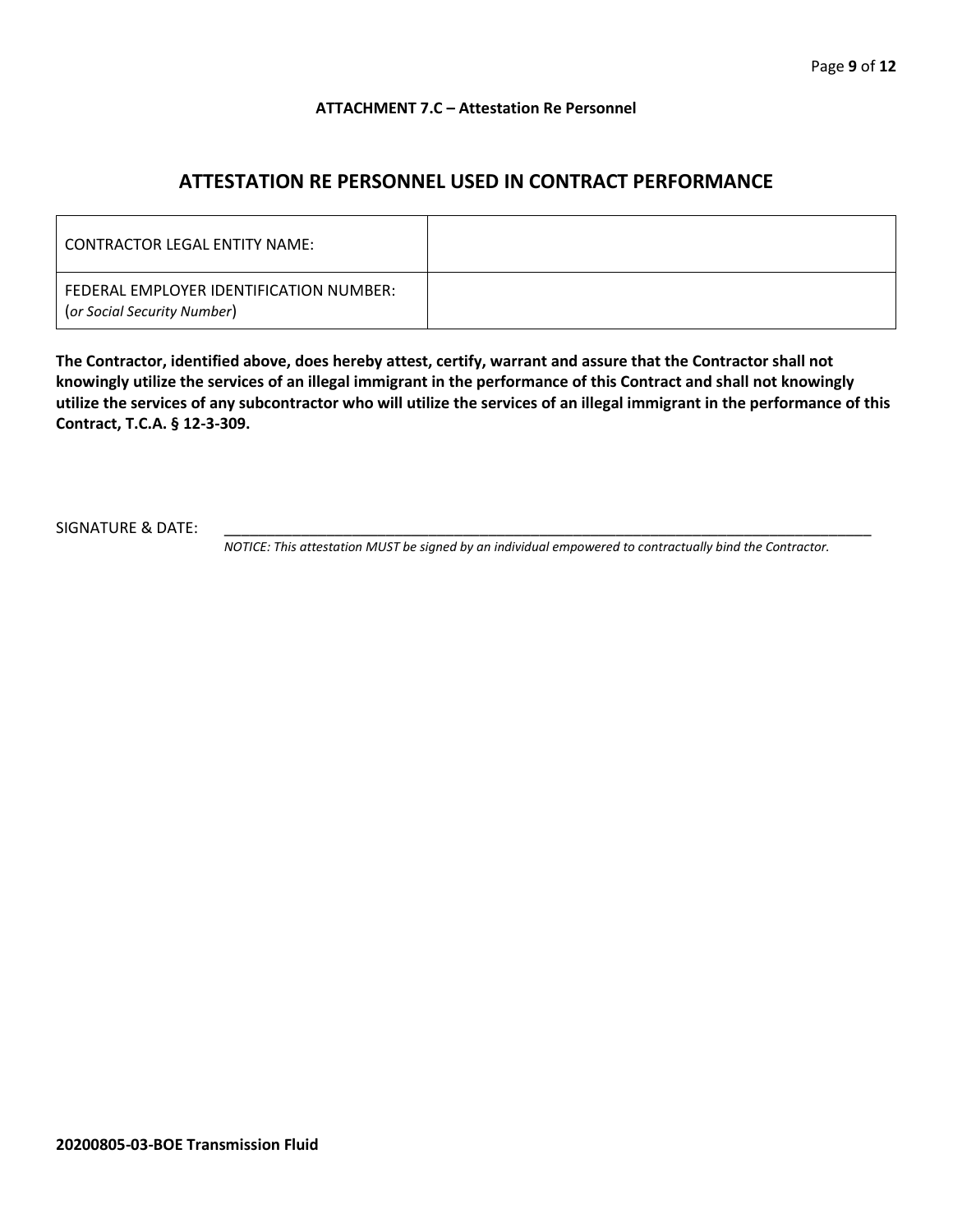**ATTACHMENT 7.C – Attestation Re Personnel**

## ATTESTATION RE PERSONNEL USED IN CONTRACT PERFORMANCE

| | |
|---|---|
| CONTRACTOR LEGAL ENTITY NAME: | |
| FEDERAL EMPLOYER IDENTIFICATION NUMBER: (*or Social Security Number*) | |

**The Contractor, identified above, does hereby attest, certify, warrant and assure that the Contractor shall not knowingly utilize the services of an illegal immigrant in the performance of this Contract and shall not knowingly utilize the services of any subcontractor who will utilize the services of an illegal immigrant in the performance of this Contract, T.C.A. § 12-3-309.**

SIGNATURE & DATE: ______________________________________________________________________________

*NOTICE: This attestation MUST be signed by an individual empowered to contractually bind the Contractor.*

**20200805-03-BOE Transmission Fluid**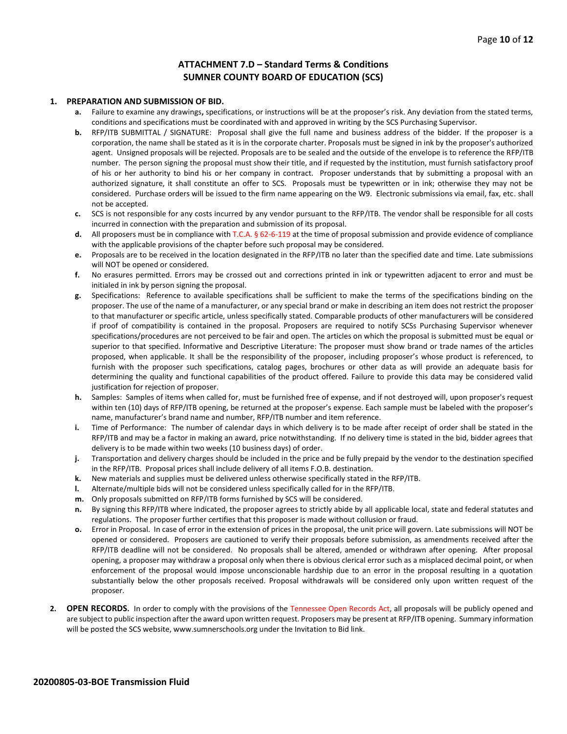## ATTACHMENT 7.D – Standard Terms & Conditions
## SUMNER COUNTY BOARD OF EDUCATION (SCS)

1. **PREPARATION AND SUBMISSION OF BID.**
   - **a.** Failure to examine any drawings**,** specifications, or instructions will be at the proposer's risk. Any deviation from the stated terms, conditions and specifications must be coordinated with and approved in writing by the SCS Purchasing Supervisor.
   - **b.** RFP/ITB SUBMITTAL / SIGNATURE: Proposal shall give the full name and business address of the bidder. If the proposer is a corporation, the name shall be stated as it is in the corporate charter. Proposals must be signed in ink by the proposer's authorized agent. Unsigned proposals will be rejected. Proposals are to be sealed and the outside of the envelope is to reference the RFP/ITB number. The person signing the proposal must show their title, and if requested by the institution, must furnish satisfactory proof of his or her authority to bind his or her company in contract. Proposer understands that by submitting a proposal with an authorized signature, it shall constitute an offer to SCS. Proposals must be typewritten or in ink; otherwise they may not be considered. Purchase orders will be issued to the firm name appearing on the W9. Electronic submissions via email, fax, etc. shall not be accepted.
   - **c.** SCS is not responsible for any costs incurred by any vendor pursuant to the RFP/ITB. The vendor shall be responsible for all costs incurred in connection with the preparation and submission of its proposal.
   - **d.** All proposers must be in compliance with T.C.A. § 62-6-119 at the time of proposal submission and provide evidence of compliance with the applicable provisions of the chapter before such proposal may be considered.
   - **e.** Proposals are to be received in the location designated in the RFP/ITB no later than the specified date and time. Late submissions will NOT be opened or considered.
   - **f.** No erasures permitted. Errors may be crossed out and corrections printed in ink or typewritten adjacent to error and must be initialed in ink by person signing the proposal.
   - **g.** Specifications: Reference to available specifications shall be sufficient to make the terms of the specifications binding on the proposer. The use of the name of a manufacturer, or any special brand or make in describing an item does not restrict the proposer to that manufacturer or specific article, unless specifically stated. Comparable products of other manufacturers will be considered if proof of compatibility is contained in the proposal. Proposers are required to notify SCSs Purchasing Supervisor whenever specifications/procedures are not perceived to be fair and open. The articles on which the proposal is submitted must be equal or superior to that specified. Informative and Descriptive Literature: The proposer must show brand or trade names of the articles proposed, when applicable. It shall be the responsibility of the proposer, including proposer's whose product is referenced, to furnish with the proposer such specifications, catalog pages, brochures or other data as will provide an adequate basis for determining the quality and functional capabilities of the product offered. Failure to provide this data may be considered valid justification for rejection of proposer.
   - **h.** Samples: Samples of items when called for, must be furnished free of expense, and if not destroyed will, upon proposer's request within ten (10) days of RFP/ITB opening, be returned at the proposer's expense. Each sample must be labeled with the proposer's name, manufacturer's brand name and number, RFP/ITB number and item reference.
   - **i.** Time of Performance: The number of calendar days in which delivery is to be made after receipt of order shall be stated in the RFP/ITB and may be a factor in making an award, price notwithstanding. If no delivery time is stated in the bid, bidder agrees that delivery is to be made within two weeks (10 business days) of order.
   - **j.** Transportation and delivery charges should be included in the price and be fully prepaid by the vendor to the destination specified in the RFP/ITB. Proposal prices shall include delivery of all items F.O.B. destination.
   - **k.** New materials and supplies must be delivered unless otherwise specifically stated in the RFP/ITB.
   - **l.** Alternate/multiple bids will not be considered unless specifically called for in the RFP/ITB.
   - **m.** Only proposals submitted on RFP/ITB forms furnished by SCS will be considered.
   - **n.** By signing this RFP/ITB where indicated, the proposer agrees to strictly abide by all applicable local, state and federal statutes and regulations. The proposer further certifies that this proposer is made without collusion or fraud.
   - **o.** Error in Proposal. In case of error in the extension of prices in the proposal, the unit price will govern. Late submissions will NOT be opened or considered. Proposers are cautioned to verify their proposals before submission, as amendments received after the RFP/ITB deadline will not be considered. No proposals shall be altered, amended or withdrawn after opening. After proposal opening, a proposer may withdraw a proposal only when there is obvious clerical error such as a misplaced decimal point, or when enforcement of the proposal would impose unconscionable hardship due to an error in the proposal resulting in a quotation substantially below the other proposals received. Proposal withdrawals will be considered only upon written request of the proposer.

2. **OPEN RECORDS.** In order to comply with the provisions of the Tennessee Open Records Act, all proposals will be publicly opened and are subject to public inspection after the award upon written request. Proposers may be present at RFP/ITB opening. Summary information will be posted the SCS website, www.sumnerschools.org under the Invitation to Bid link.

**20200805-03-BOE Transmission Fluid**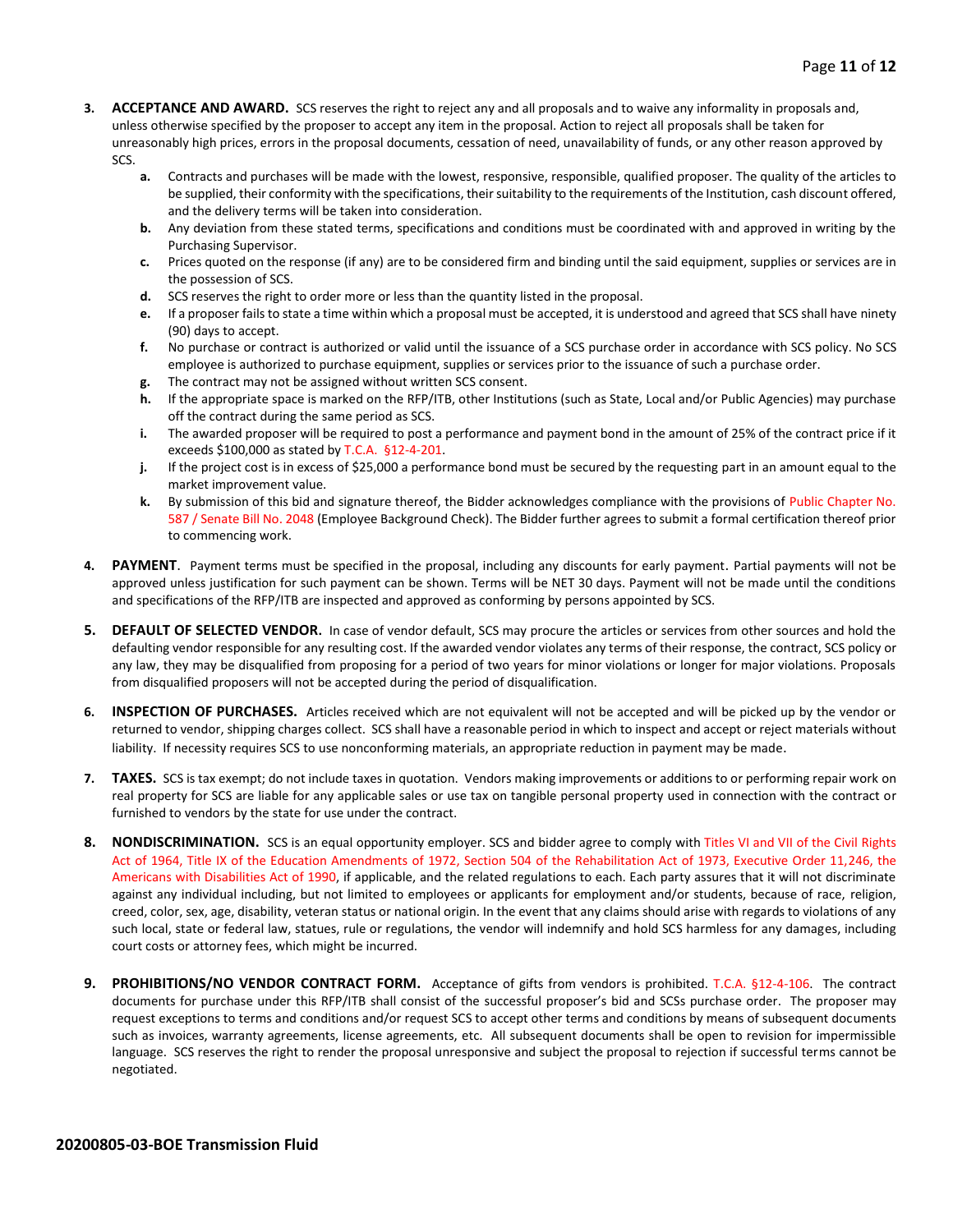3. **ACCEPTANCE AND AWARD.** SCS reserves the right to reject any and all proposals and to waive any informality in proposals and, unless otherwise specified by the proposer to accept any item in the proposal. Action to reject all proposals shall be taken for unreasonably high prices, errors in the proposal documents, cessation of need, unavailability of funds, or any other reason approved by SCS.
   - **a.** Contracts and purchases will be made with the lowest, responsive, responsible, qualified proposer. The quality of the articles to be supplied, their conformity with the specifications, their suitability to the requirements of the Institution, cash discount offered, and the delivery terms will be taken into consideration.
   - **b.** Any deviation from these stated terms, specifications and conditions must be coordinated with and approved in writing by the Purchasing Supervisor.
   - **c.** Prices quoted on the response (if any) are to be considered firm and binding until the said equipment, supplies or services are in the possession of SCS.
   - **d.** SCS reserves the right to order more or less than the quantity listed in the proposal.
   - **e.** If a proposer fails to state a time within which a proposal must be accepted, it is understood and agreed that SCS shall have ninety (90) days to accept.
   - **f.** No purchase or contract is authorized or valid until the issuance of a SCS purchase order in accordance with SCS policy. No SCS employee is authorized to purchase equipment, supplies or services prior to the issuance of such a purchase order.
   - **g.** The contract may not be assigned without written SCS consent.
   - **h.** If the appropriate space is marked on the RFP/ITB, other Institutions (such as State, Local and/or Public Agencies) may purchase off the contract during the same period as SCS.
   - **i.** The awarded proposer will be required to post a performance and payment bond in the amount of 25% of the contract price if it exceeds $100,000 as stated by T.C.A. §12-4-201.
   - **j.** If the project cost is in excess of $25,000 a performance bond must be secured by the requesting part in an amount equal to the market improvement value.
   - **k.** By submission of this bid and signature thereof, the Bidder acknowledges compliance with the provisions of Public Chapter No. 587 / Senate Bill No. 2048 (Employee Background Check). The Bidder further agrees to submit a formal certification thereof prior to commencing work.

4. **PAYMENT**. Payment terms must be specified in the proposal, including any discounts for early payment. Partial payments will not be approved unless justification for such payment can be shown. Terms will be NET 30 days. Payment will not be made until the conditions and specifications of the RFP/ITB are inspected and approved as conforming by persons appointed by SCS.

5. **DEFAULT OF SELECTED VENDOR.** In case of vendor default, SCS may procure the articles or services from other sources and hold the defaulting vendor responsible for any resulting cost. If the awarded vendor violates any terms of their response, the contract, SCS policy or any law, they may be disqualified from proposing for a period of two years for minor violations or longer for major violations. Proposals from disqualified proposers will not be accepted during the period of disqualification.

6. **INSPECTION OF PURCHASES.** Articles received which are not equivalent will not be accepted and will be picked up by the vendor or returned to vendor, shipping charges collect. SCS shall have a reasonable period in which to inspect and accept or reject materials without liability. If necessity requires SCS to use nonconforming materials, an appropriate reduction in payment may be made.

7. **TAXES.** SCS is tax exempt; do not include taxes in quotation. Vendors making improvements or additions to or performing repair work on real property for SCS are liable for any applicable sales or use tax on tangible personal property used in connection with the contract or furnished to vendors by the state for use under the contract.

8. **NONDISCRIMINATION.** SCS is an equal opportunity employer. SCS and bidder agree to comply with Titles VI and VII of the Civil Rights Act of 1964, Title IX of the Education Amendments of 1972, Section 504 of the Rehabilitation Act of 1973, Executive Order 11,246, the Americans with Disabilities Act of 1990, if applicable, and the related regulations to each. Each party assures that it will not discriminate against any individual including, but not limited to employees or applicants for employment and/or students, because of race, religion, creed, color, sex, age, disability, veteran status or national origin. In the event that any claims should arise with regards to violations of any such local, state or federal law, statues, rule or regulations, the vendor will indemnify and hold SCS harmless for any damages, including court costs or attorney fees, which might be incurred.

9. **PROHIBITIONS/NO VENDOR CONTRACT FORM.** Acceptance of gifts from vendors is prohibited. T.C.A. §12-4-106. The contract documents for purchase under this RFP/ITB shall consist of the successful proposer's bid and SCSs purchase order. The proposer may request exceptions to terms and conditions and/or request SCS to accept other terms and conditions by means of subsequent documents such as invoices, warranty agreements, license agreements, etc. All subsequent documents shall be open to revision for impermissible language. SCS reserves the right to render the proposal unresponsive and subject the proposal to rejection if successful terms cannot be negotiated.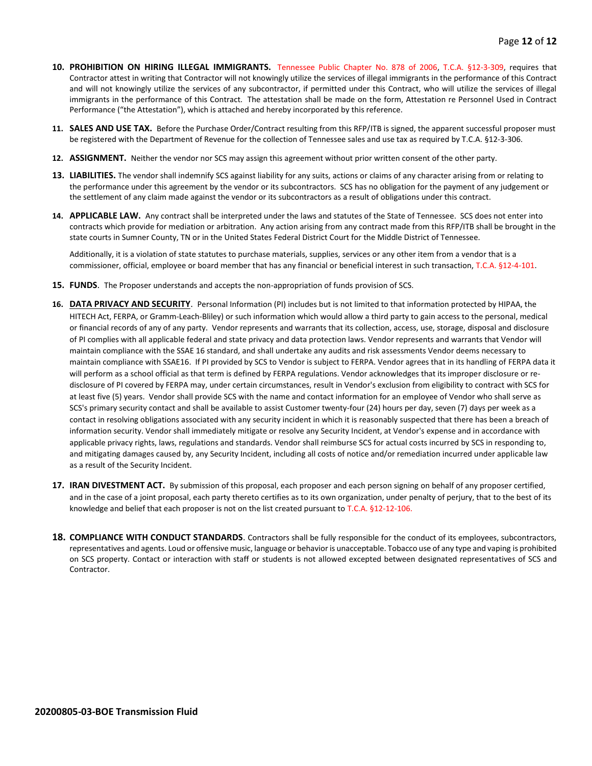10. **PROHIBITION ON HIRING ILLEGAL IMMIGRANTS.** Tennessee Public Chapter No. 878 of 2006, T.C.A. §12-3-309, requires that Contractor attest in writing that Contractor will not knowingly utilize the services of illegal immigrants in the performance of this Contract and will not knowingly utilize the services of any subcontractor, if permitted under this Contract, who will utilize the services of illegal immigrants in the performance of this Contract. The attestation shall be made on the form, Attestation re Personnel Used in Contract Performance ("the Attestation"), which is attached and hereby incorporated by this reference.

11. **SALES AND USE TAX.** Before the Purchase Order/Contract resulting from this RFP/ITB is signed, the apparent successful proposer must be registered with the Department of Revenue for the collection of Tennessee sales and use tax as required by T.C.A. §12-3-306.

12. **ASSIGNMENT.** Neither the vendor nor SCS may assign this agreement without prior written consent of the other party.

13. **LIABILITIES.** The vendor shall indemnify SCS against liability for any suits, actions or claims of any character arising from or relating to the performance under this agreement by the vendor or its subcontractors. SCS has no obligation for the payment of any judgement or the settlement of any claim made against the vendor or its subcontractors as a result of obligations under this contract.

14. **APPLICABLE LAW.** Any contract shall be interpreted under the laws and statutes of the State of Tennessee. SCS does not enter into contracts which provide for mediation or arbitration. Any action arising from any contract made from this RFP/ITB shall be brought in the state courts in Sumner County, TN or in the United States Federal District Court for the Middle District of Tennessee.

    Additionally, it is a violation of state statutes to purchase materials, supplies, services or any other item from a vendor that is a commissioner, official, employee or board member that has any financial or beneficial interest in such transaction, T.C.A. §12-4-101.

15. **FUNDS**. The Proposer understands and accepts the non-appropriation of funds provision of SCS.

16. **DATA PRIVACY AND SECURITY**. Personal Information (PI) includes but is not limited to that information protected by HIPAA, the HITECH Act, FERPA, or Gramm-Leach-Bliley) or such information which would allow a third party to gain access to the personal, medical or financial records of any of any party. Vendor represents and warrants that its collection, access, use, storage, disposal and disclosure of PI complies with all applicable federal and state privacy and data protection laws. Vendor represents and warrants that Vendor will maintain compliance with the SSAE 16 standard, and shall undertake any audits and risk assessments Vendor deems necessary to maintain compliance with SSAE16. If PI provided by SCS to Vendor is subject to FERPA. Vendor agrees that in its handling of FERPA data it will perform as a school official as that term is defined by FERPA regulations. Vendor acknowledges that its improper disclosure or re-disclosure of PI covered by FERPA may, under certain circumstances, result in Vendor's exclusion from eligibility to contract with SCS for at least five (5) years. Vendor shall provide SCS with the name and contact information for an employee of Vendor who shall serve as SCS's primary security contact and shall be available to assist Customer twenty-four (24) hours per day, seven (7) days per week as a contact in resolving obligations associated with any security incident in which it is reasonably suspected that there has been a breach of information security. Vendor shall immediately mitigate or resolve any Security Incident, at Vendor's expense and in accordance with applicable privacy rights, laws, regulations and standards. Vendor shall reimburse SCS for actual costs incurred by SCS in responding to, and mitigating damages caused by, any Security Incident, including all costs of notice and/or remediation incurred under applicable law as a result of the Security Incident.

17. **IRAN DIVESTMENT ACT.** By submission of this proposal, each proposer and each person signing on behalf of any proposer certified, and in the case of a joint proposal, each party thereto certifies as to its own organization, under penalty of perjury, that to the best of its knowledge and belief that each proposer is not on the list created pursuant to T.C.A. §12-12-106.

18. **COMPLIANCE WITH CONDUCT STANDARDS**. Contractors shall be fully responsible for the conduct of its employees, subcontractors, representatives and agents. Loud or offensive music, language or behavior is unacceptable. Tobacco use of any type and vaping is prohibited on SCS property. Contact or interaction with staff or students is not allowed excepted between designated representatives of SCS and Contractor.

**20200805-03-BOE Transmission Fluid**